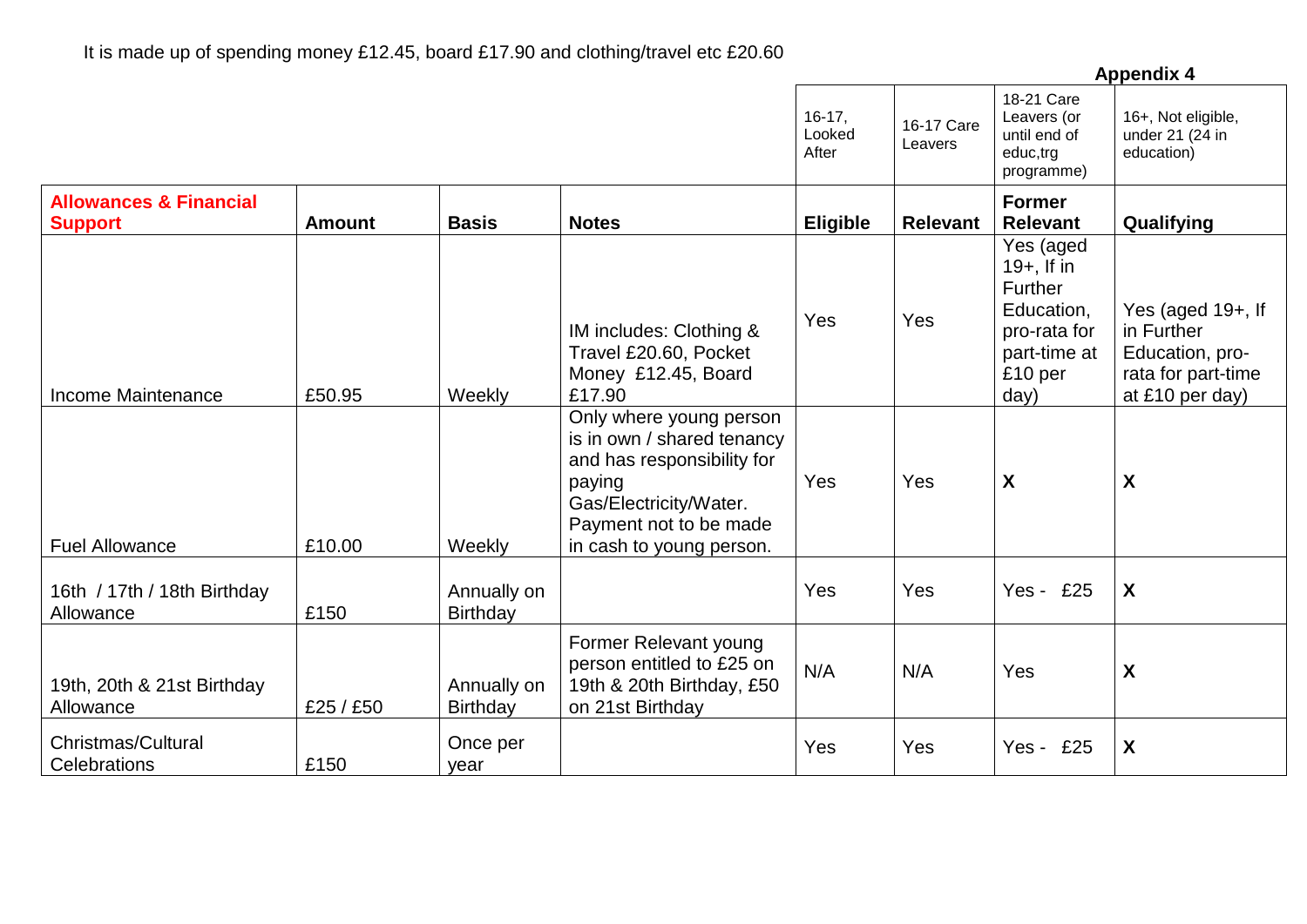It is made up of spending money £12.45, board £17.90 and clothing/travel etc £20.60

**Appendix 4**

| | | | | 16-17, Looked After | 16-17 Care Leavers | 18-21 Care Leavers (or until end of educ,trg programme) | 16+, Not eligible, under 21 (24 in education) |
|---|---|---|---|---|---|---|---|
| **Allowances & Financial Support** | **Amount** | **Basis** | **Notes** | **Eligible** | **Relevant** | **Former Relevant** | **Qualifying** |
| Income Maintenance | £50.95 | Weekly | IM includes: Clothing & Travel £20.60, Pocket Money £12.45, Board £17.90 | Yes | Yes | Yes (aged 19+, If in Further Education, pro-rata for part-time at £10 per day) | Yes (aged 19+, If in Further Education, pro-rata for part-time at £10 per day) |
| Fuel Allowance | £10.00 | Weekly | Only where young person is in own / shared tenancy and has responsibility for paying Gas/Electricity/Water. Payment not to be made in cash to young person. | Yes | Yes | **X** | **X** |
| 16th / 17th / 18th Birthday Allowance | £150 | Annually on Birthday | | Yes | Yes | Yes - £25 | **X** |
| 19th, 20th & 21st Birthday Allowance | £25 / £50 | Annually on Birthday | Former Relevant young person entitled to £25 on 19th & 20th Birthday, £50 on 21st Birthday | N/A | N/A | Yes | **X** |
| Christmas/Cultural Celebrations | £150 | Once per year | | Yes | Yes | Yes - £25 | **X** |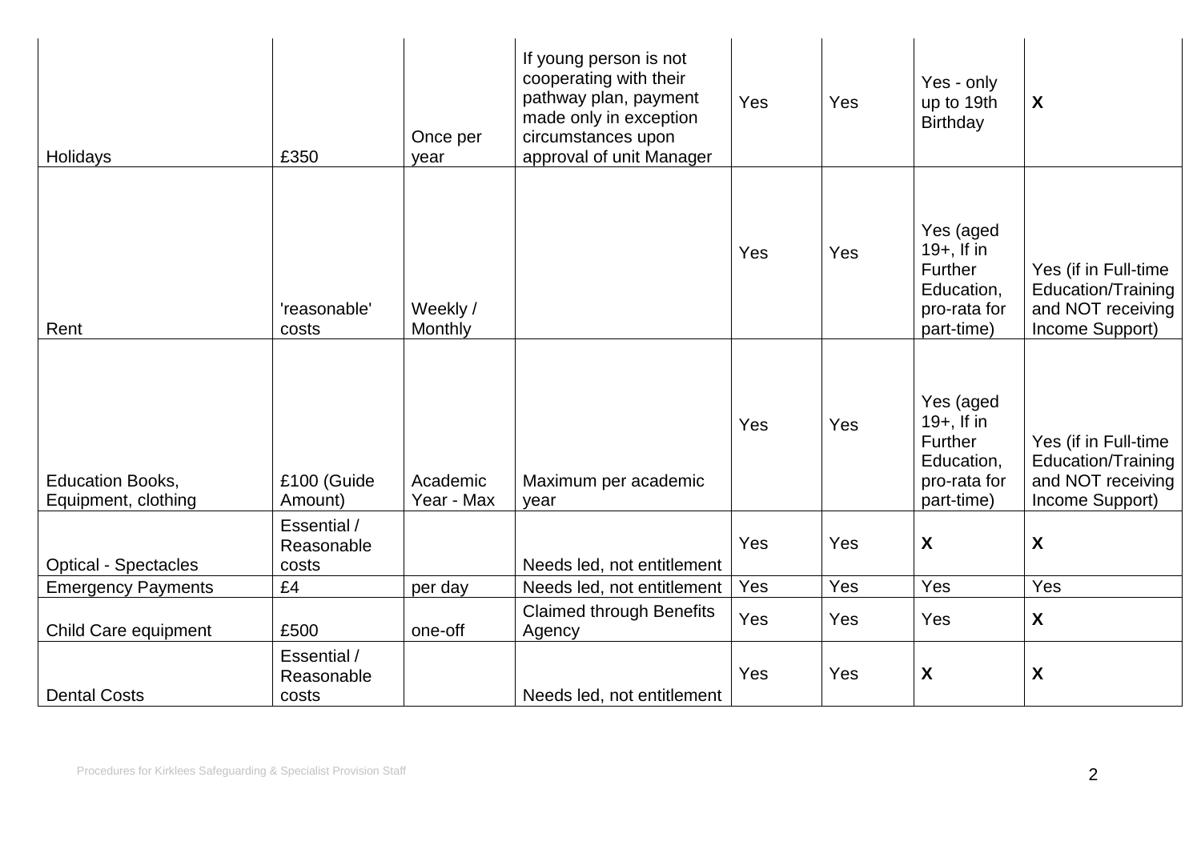| | | | | | | | |
|---|---|---|---|---|---|---|---|
| Holidays | £350 | Once per year | If young person is not cooperating with their pathway plan, payment made only in exception circumstances upon approval of unit Manager | Yes | Yes | Yes - only up to 19th Birthday | **X** |
| Rent | 'reasonable' costs | Weekly / Monthly | | Yes | Yes | Yes (aged 19+, If in Further Education, pro-rata for part-time) | Yes (if in Full-time Education/Training and NOT receiving Income Support) |
| Education Books, Equipment, clothing | £100 (Guide Amount) | Academic Year - Max | Maximum per academic year | Yes | Yes | Yes (aged 19+, If in Further Education, pro-rata for part-time) | Yes (if in Full-time Education/Training and NOT receiving Income Support) |
| Optical - Spectacles | Essential / Reasonable costs | | Needs led, not entitlement | Yes | Yes | **X** | **X** |
| Emergency Payments | £4 | per day | Needs led, not entitlement | Yes | Yes | Yes | Yes |
| Child Care equipment | £500 | one-off | Claimed through Benefits Agency | Yes | Yes | Yes | **X** |
| Dental Costs | Essential / Reasonable costs | | Needs led, not entitlement | Yes | Yes | **X** | **X** |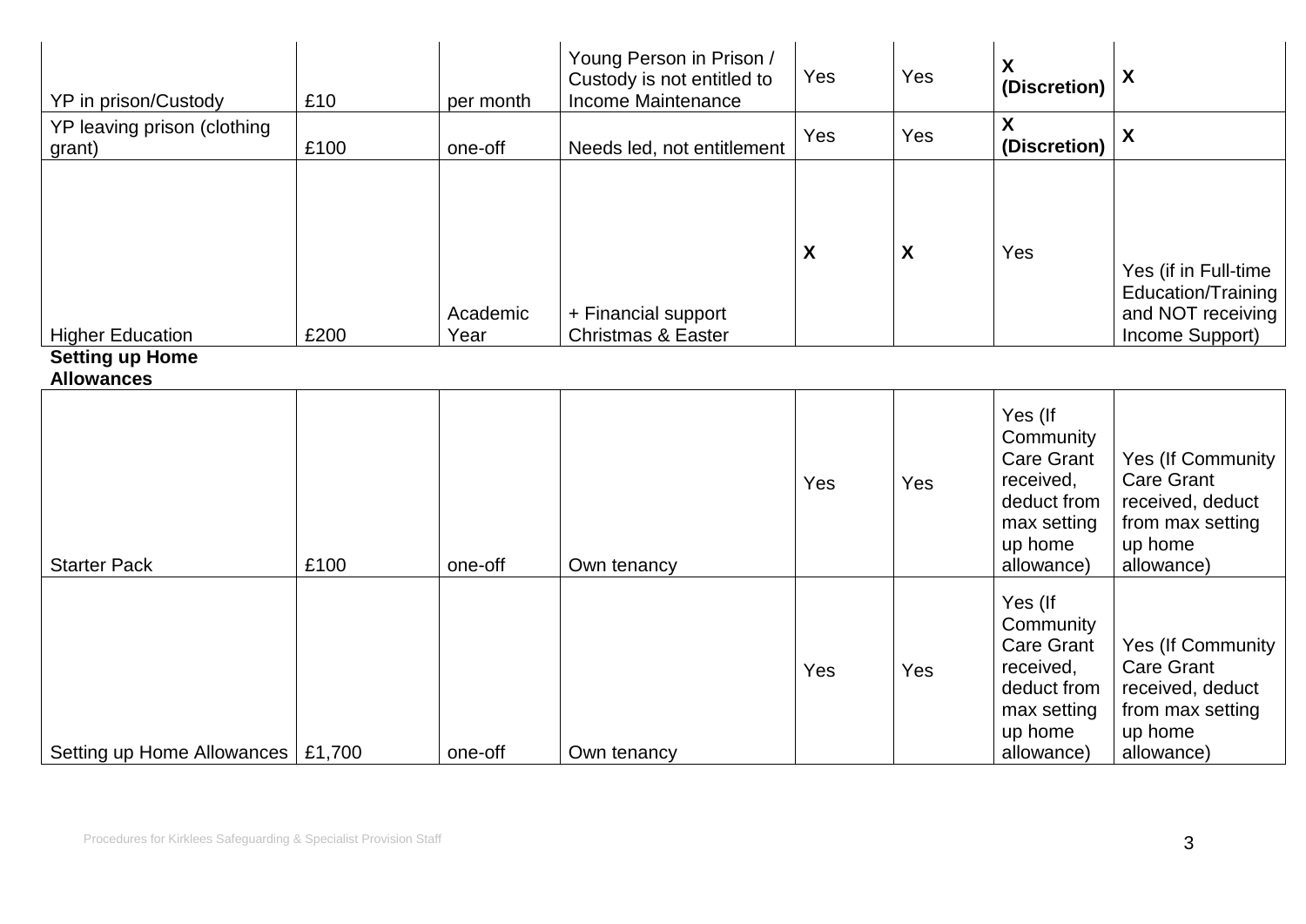| | | | | | | | |
|---|---|---|---|---|---|---|---|
| YP in prison/Custody | £10 | per month | Young Person in Prison / Custody is not entitled to Income Maintenance | Yes | Yes | **X (Discretion)** | **X** |
| YP leaving prison (clothing grant) | £100 | one-off | Needs led, not entitlement | Yes | Yes | **X (Discretion)** | **X** |
| Higher Education | £200 | Academic Year | + Financial support Christmas & Easter | **X** | **X** | Yes | Yes (if in Full-time Education/Training and NOT receiving Income Support) |

**Setting up Home Allowances**

| | | | | | | | |
|---|---|---|---|---|---|---|---|
| Starter Pack | £100 | one-off | Own tenancy | Yes | Yes | Yes (If Community Care Grant received, deduct from max setting up home allowance) | Yes (If Community Care Grant received, deduct from max setting up home allowance) |
| Setting up Home Allowances | £1,700 | one-off | Own tenancy | Yes | Yes | Yes (If Community Care Grant received, deduct from max setting up home allowance) | Yes (If Community Care Grant received, deduct from max setting up home allowance) |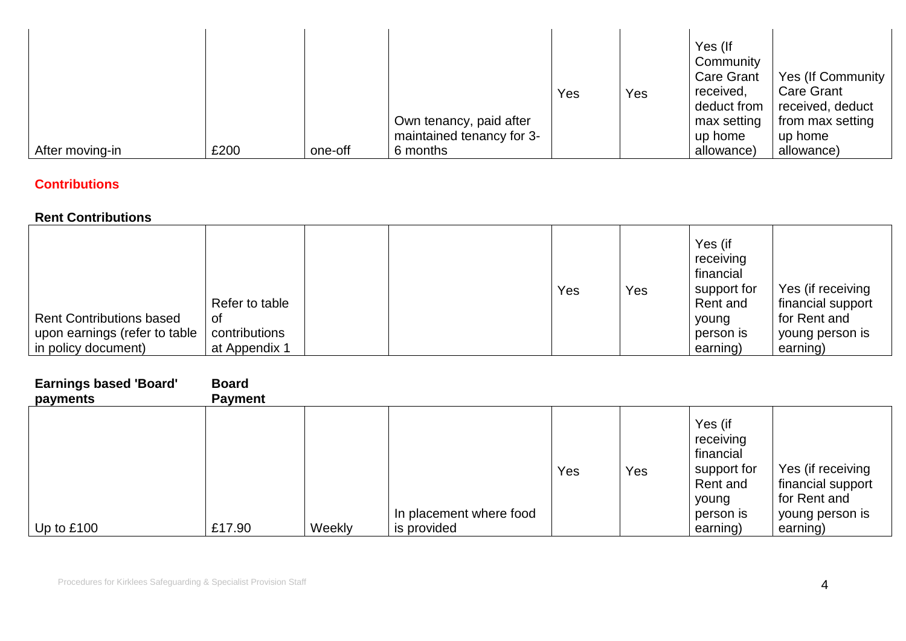| | | | | | | | |
|---|---|---|---|---|---|---|---|
| After moving-in | £200 | one-off | Own tenancy, paid after maintained tenancy for 3-6 months | Yes | Yes | Yes (If Community Care Grant received, deduct from max setting up home allowance) | Yes (If Community Care Grant received, deduct from max setting up home allowance) |

## Contributions

### Rent Contributions

| | | | | | | | |
|---|---|---|---|---|---|---|---|
| Rent Contributions based upon earnings (refer to table in policy document) | Refer to table of contributions at Appendix 1 | | | Yes | Yes | Yes (if receiving financial support for Rent and young person is earning) | Yes (if receiving financial support for Rent and young person is earning) |

| **Earnings based 'Board' payments** | **Board Payment** | | | | | | |
|---|---|---|---|---|---|---|---|
| Up to £100 | £17.90 | Weekly | In placement where food is provided | Yes | Yes | Yes (if receiving financial support for Rent and young person is earning) | Yes (if receiving financial support for Rent and young person is earning) |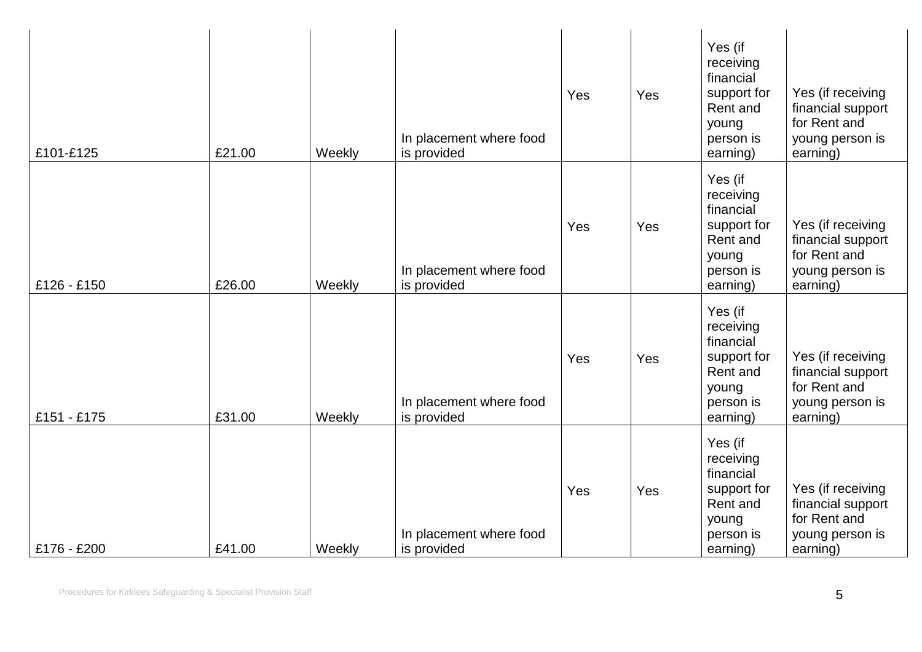| | | | | | | | |
|---|---|---|---|---|---|---|---|
| £101-£125 | £21.00 | Weekly | In placement where food is provided | Yes | Yes | Yes (if receiving financial support for Rent and young person is earning) | Yes (if receiving financial support for Rent and young person is earning) |
| £126 - £150 | £26.00 | Weekly | In placement where food is provided | Yes | Yes | Yes (if receiving financial support for Rent and young person is earning) | Yes (if receiving financial support for Rent and young person is earning) |
| £151 - £175 | £31.00 | Weekly | In placement where food is provided | Yes | Yes | Yes (if receiving financial support for Rent and young person is earning) | Yes (if receiving financial support for Rent and young person is earning) |
| £176 - £200 | £41.00 | Weekly | In placement where food is provided | Yes | Yes | Yes (if receiving financial support for Rent and young person is earning) | Yes (if receiving financial support for Rent and young person is earning) |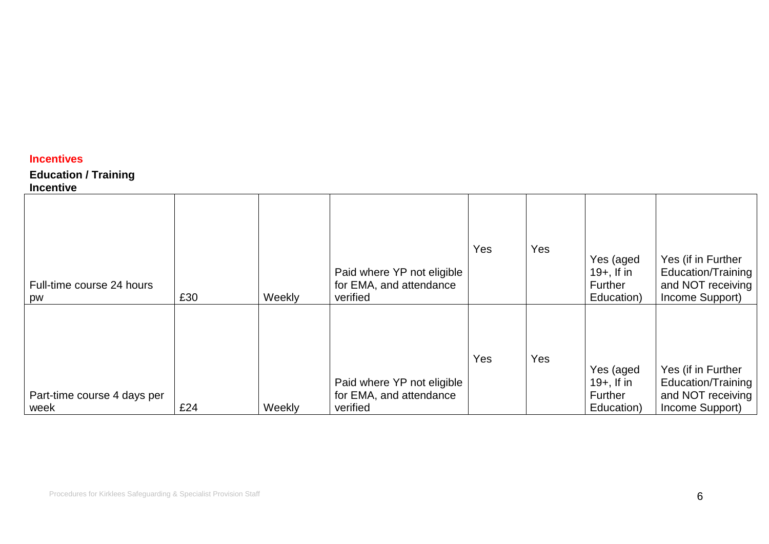## Incentives

**Education / Training**
**Incentive**

| | | | | | | | |
|---|---|---|---|---|---|---|---|
| Full-time course 24 hours pw | £30 | Weekly | Paid where YP not eligible for EMA, and attendance verified | Yes | Yes | Yes (aged 19+, If in Further Education) | Yes (if in Further Education/Training and NOT receiving Income Support) |
| Part-time course 4 days per week | £24 | Weekly | Paid where YP not eligible for EMA, and attendance verified | Yes | Yes | Yes (aged 19+, If in Further Education) | Yes (if in Further Education/Training and NOT receiving Income Support) |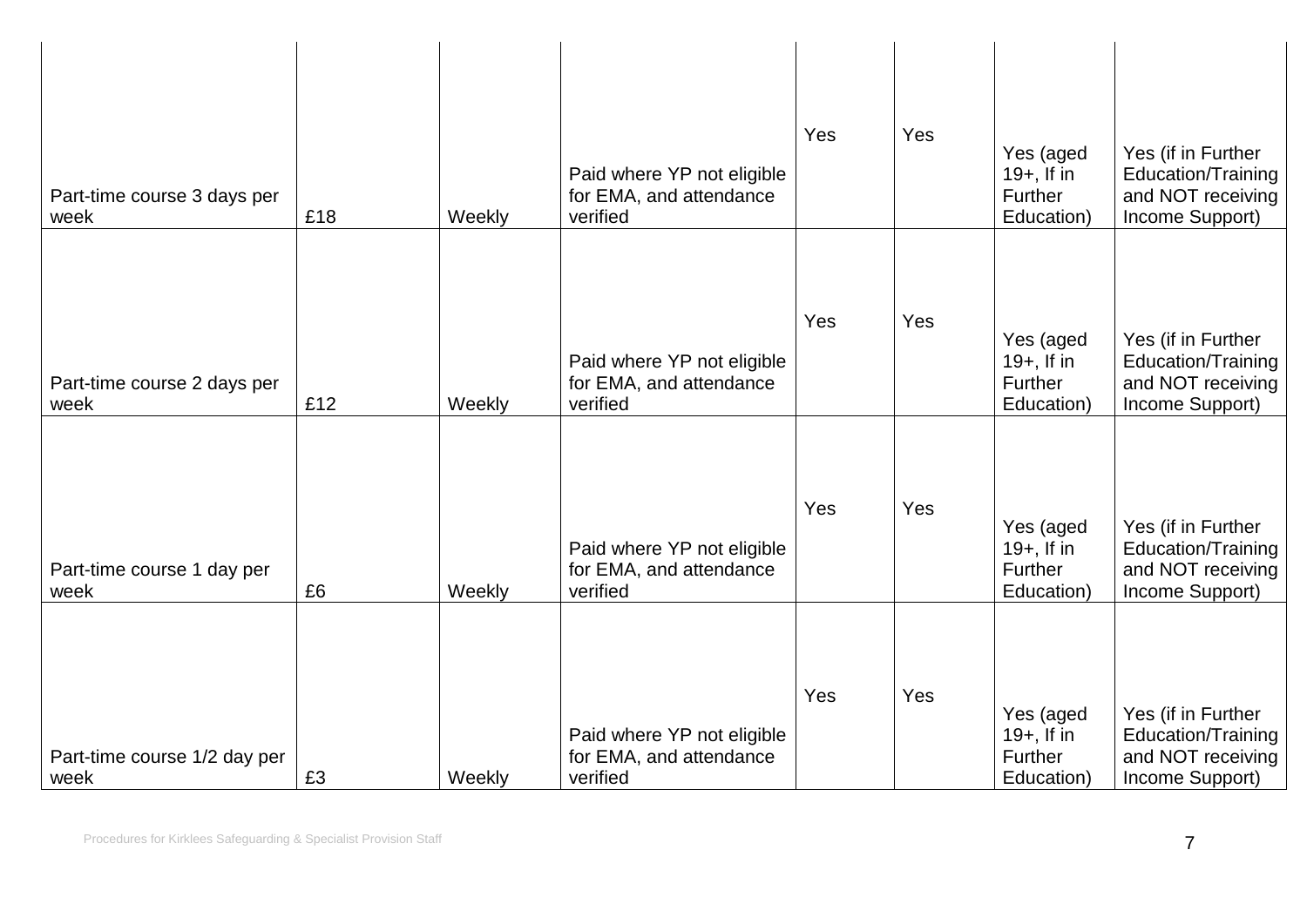| | | | | | | | |
|---|---|---|---|---|---|---|---|
| Part-time course 3 days per week | £18 | Weekly | Paid where YP not eligible for EMA, and attendance verified | Yes | Yes | Yes (aged 19+, If in Further Education) | Yes (if in Further Education/Training and NOT receiving Income Support) |
| Part-time course 2 days per week | £12 | Weekly | Paid where YP not eligible for EMA, and attendance verified | Yes | Yes | Yes (aged 19+, If in Further Education) | Yes (if in Further Education/Training and NOT receiving Income Support) |
| Part-time course 1 day per week | £6 | Weekly | Paid where YP not eligible for EMA, and attendance verified | Yes | Yes | Yes (aged 19+, If in Further Education) | Yes (if in Further Education/Training and NOT receiving Income Support) |
| Part-time course 1/2 day per week | £3 | Weekly | Paid where YP not eligible for EMA, and attendance verified | Yes | Yes | Yes (aged 19+, If in Further Education) | Yes (if in Further Education/Training and NOT receiving Income Support) |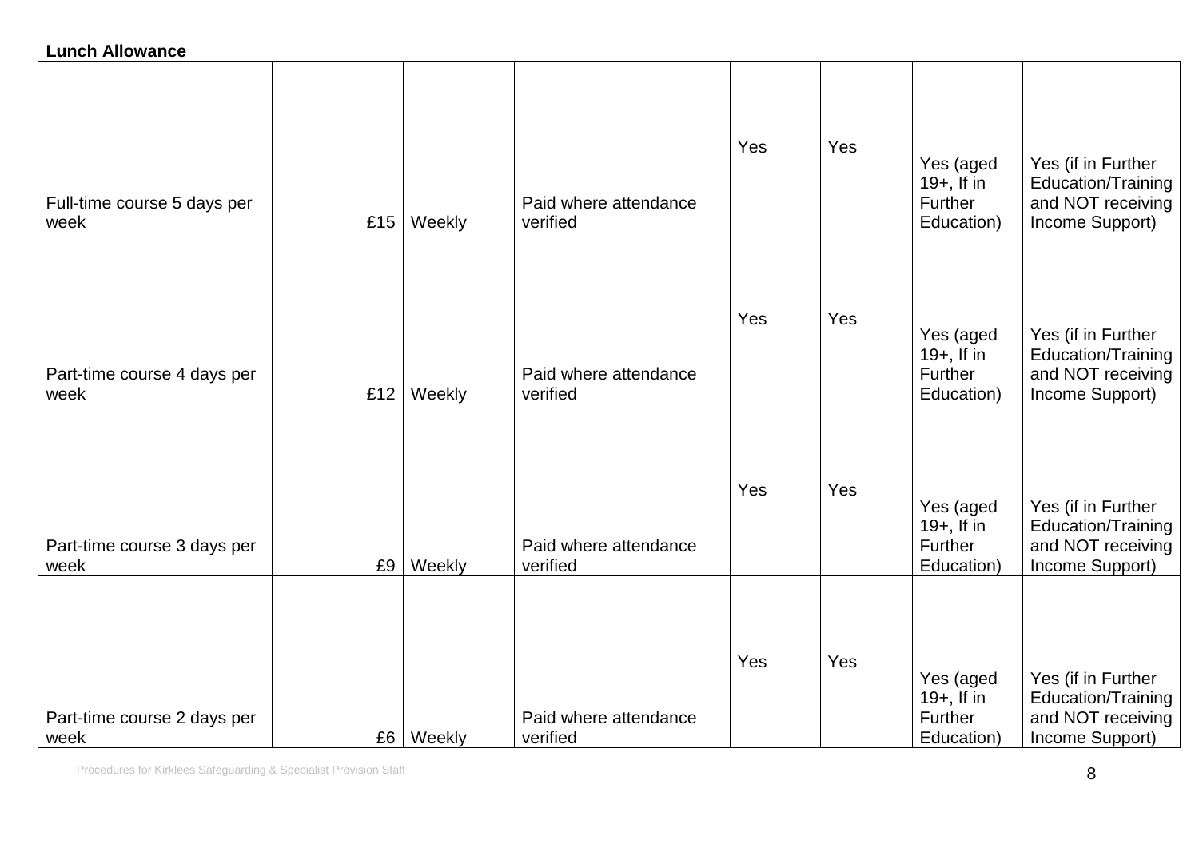**Lunch Allowance**

| | | | | | | | |
|---|---|---|---|---|---|---|---|
| Full-time course 5 days per week | £15 | Weekly | Paid where attendance verified | Yes | Yes | Yes (aged 19+, If in Further Education) | Yes (if in Further Education/Training and NOT receiving Income Support) |
| Part-time course 4 days per week | £12 | Weekly | Paid where attendance verified | Yes | Yes | Yes (aged 19+, If in Further Education) | Yes (if in Further Education/Training and NOT receiving Income Support) |
| Part-time course 3 days per week | £9 | Weekly | Paid where attendance verified | Yes | Yes | Yes (aged 19+, If in Further Education) | Yes (if in Further Education/Training and NOT receiving Income Support) |
| Part-time course 2 days per week | £6 | Weekly | Paid where attendance verified | Yes | Yes | Yes (aged 19+, If in Further Education) | Yes (if in Further Education/Training and NOT receiving Income Support) |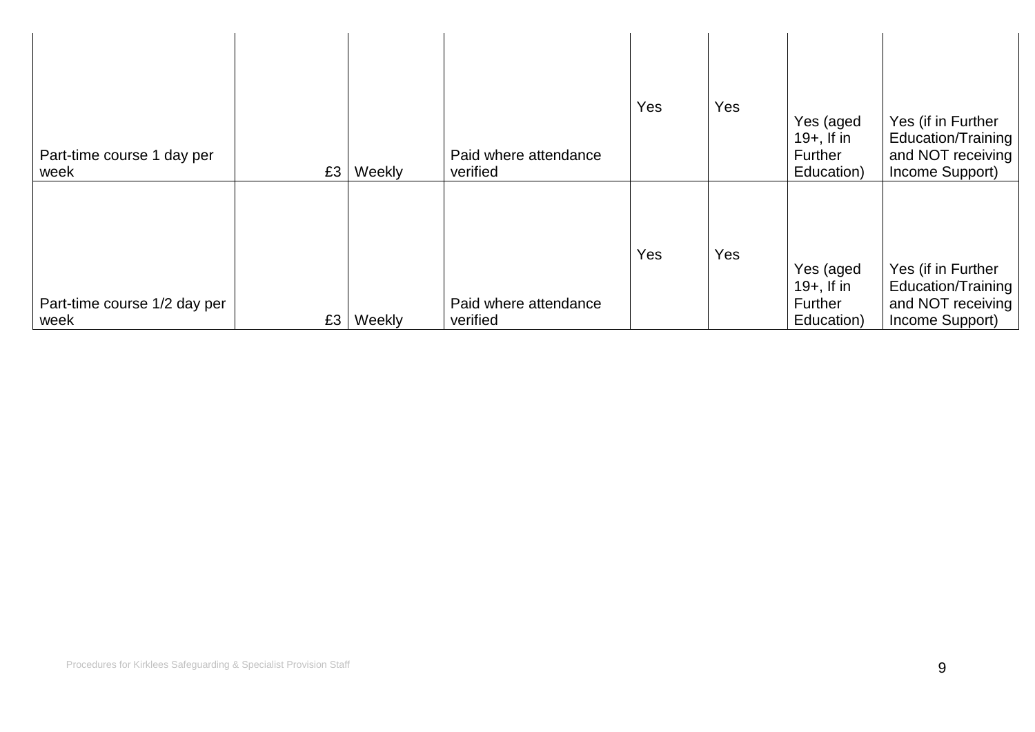| | | | | | | | |
|---|---|---|---|---|---|---|---|
| Part-time course 1 day per week | £3 | Weekly | Paid where attendance verified | Yes | Yes | Yes (aged 19+, If in Further Education) | Yes (if in Further Education/Training and NOT receiving Income Support) |
| Part-time course 1/2 day per week | £3 | Weekly | Paid where attendance verified | Yes | Yes | Yes (aged 19+, If in Further Education) | Yes (if in Further Education/Training and NOT receiving Income Support) |